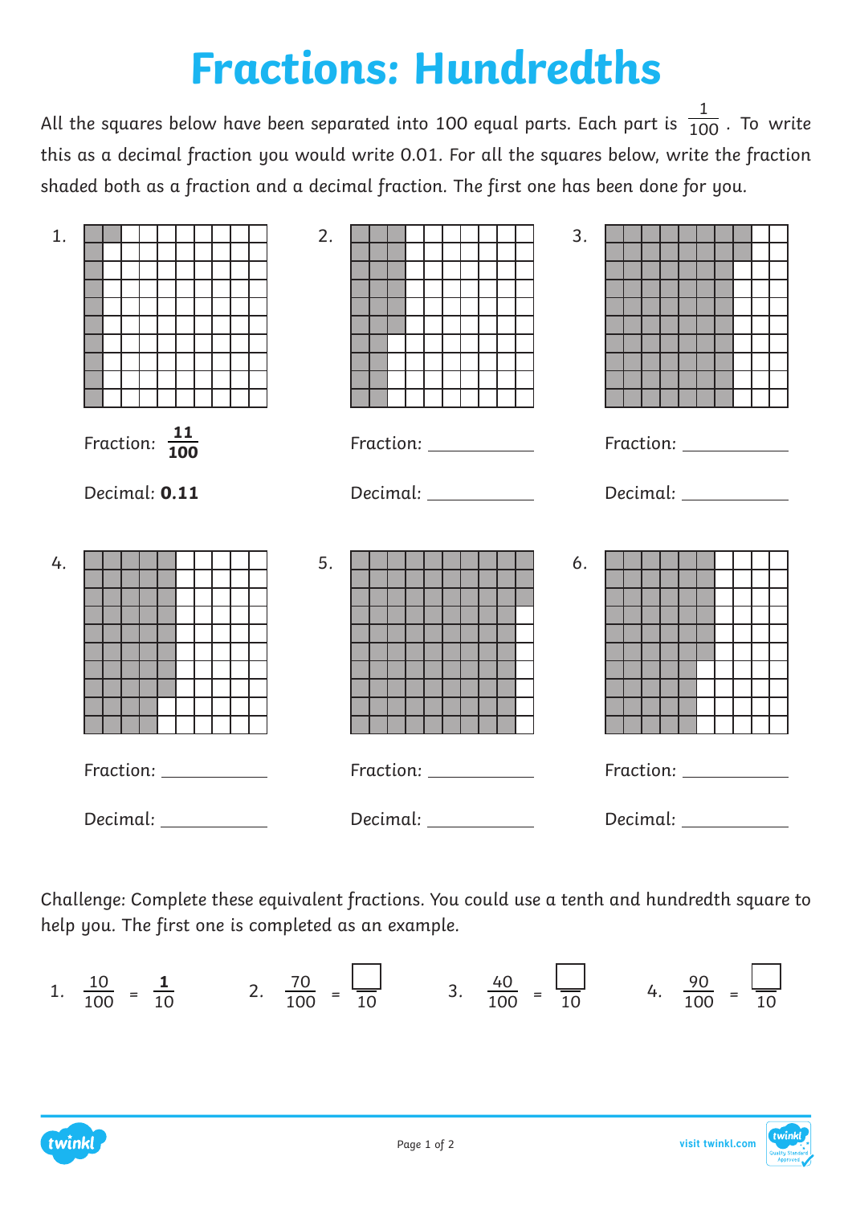# Fractions: Hundredths

All the squares below have been separated into 100 equal parts. Each part is $\frac{1}{100}$. To write this as a decimal fraction you would write 0.01. For all the squares below, write the fraction shaded both as a fraction and a decimal fraction. The first one has been done for you.

1.

Fraction: $\mathbf{\frac{11}{100}}$

Decimal: **0.11**

2.

Fraction: ___________

Decimal: ___________

3.

Fraction: ___________

Decimal: ___________

4.

Fraction: ___________

Decimal: ___________

5.

Fraction: ___________

Decimal: ___________

6.

Fraction: ___________

Decimal: ___________

Challenge: Complete these equivalent fractions. You could use a tenth and hundredth square to help you. The first one is completed as an example.

1. $\frac{10}{100} = \mathbf{\frac{1}{10}}$

2. $\frac{70}{100} = \frac{\square}{10}$

3. $\frac{40}{100} = \frac{\square}{10}$

4. $\frac{90}{100} = \frac{\square}{10}$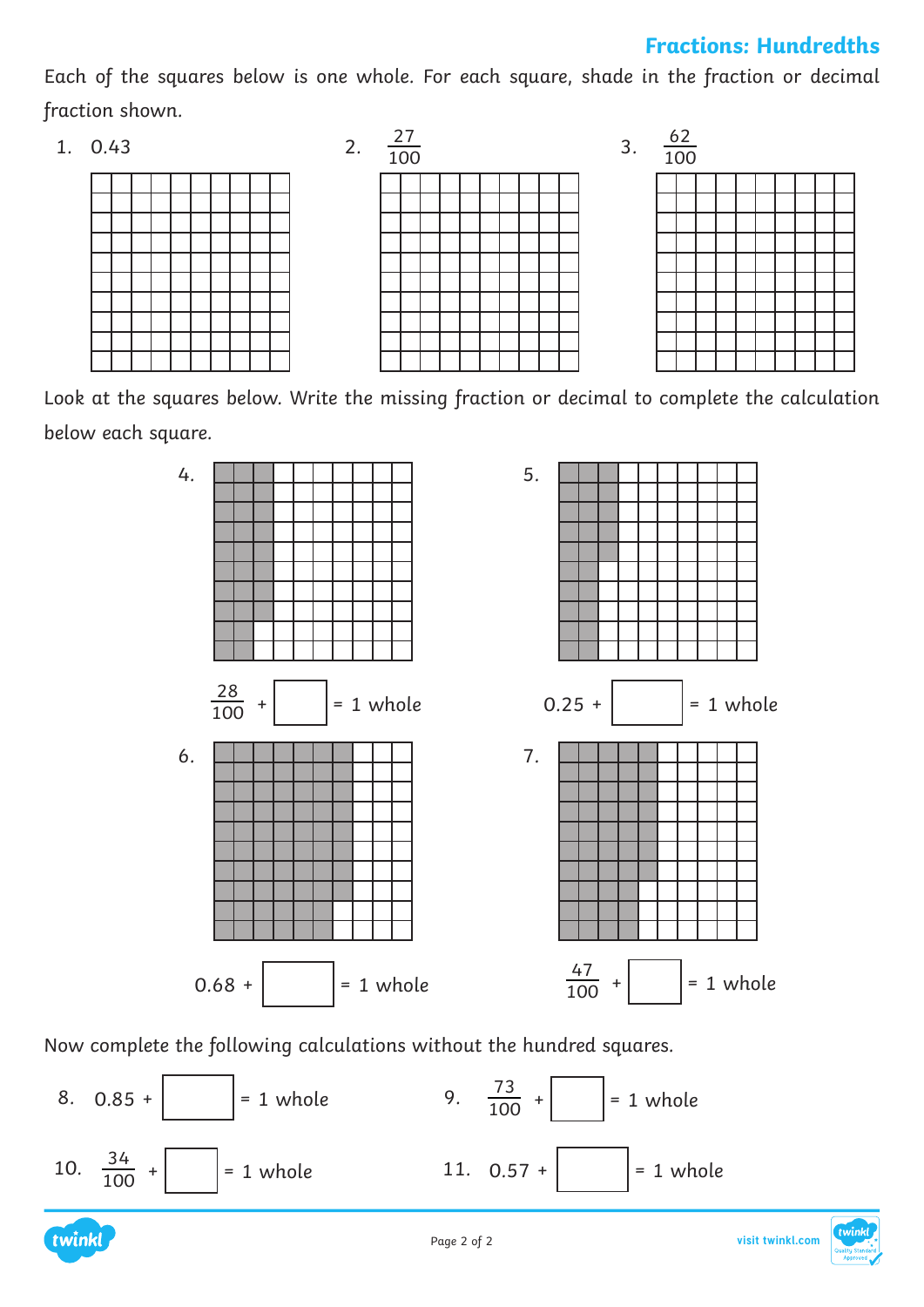## Fractions: Hundredths

Each of the squares below is one whole. For each square, shade in the fraction or decimal fraction shown.

1. 0.43

2. $\frac{27}{100}$

3. $\frac{62}{100}$

Look at the squares below. Write the missing fraction or decimal to complete the calculation below each square.

4. $\frac{28}{100}$ + ☐ = 1 whole

5. 0.25 + ☐ = 1 whole

6. 0.68 + ☐ = 1 whole

7. $\frac{47}{100}$ + ☐ = 1 whole

Now complete the following calculations without the hundred squares.

8. 0.85 + ☐ = 1 whole

9. $\frac{73}{100}$ + ☐ = 1 whole

10. $\frac{34}{100}$ + ☐ = 1 whole

11. 0.57 + ☐ = 1 whole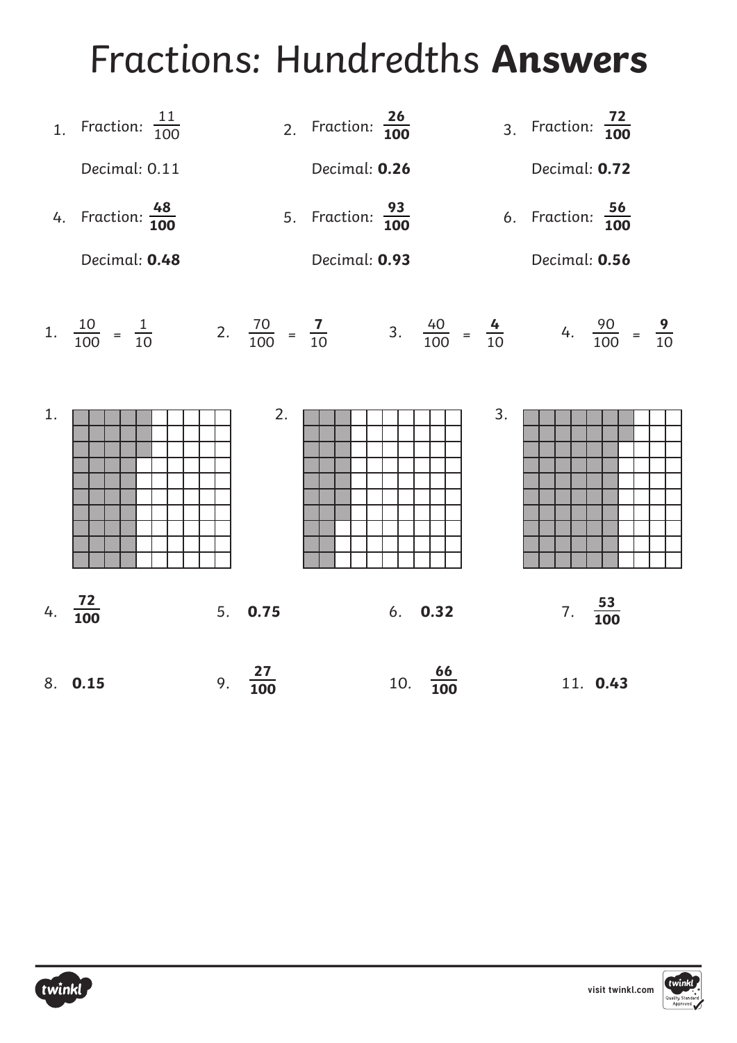# Fractions: Hundredths **Answers**

1. Fraction: $\frac{11}{100}$

   Decimal: 0.11

2. Fraction: $\frac{26}{100}$

   Decimal: **0.26**

3. Fraction: $\frac{72}{100}$

   Decimal: **0.72**

4. Fraction: $\frac{48}{100}$

   Decimal: **0.48**

5. Fraction: $\frac{93}{100}$

   Decimal: **0.93**

6. Fraction: $\frac{56}{100}$

   Decimal: **0.56**

1. $\frac{10}{100} = \frac{1}{10}$
2. $\frac{70}{100} = \frac{7}{10}$
3. $\frac{40}{100} = \frac{4}{10}$
4. $\frac{90}{100} = \frac{9}{10}$

1.

2.

3.

4. $\frac{72}{100}$
5. **0.75**
6. **0.32**
7. $\frac{53}{100}$
8. **0.15**
9. $\frac{27}{100}$
10. $\frac{66}{100}$
11. **0.43**